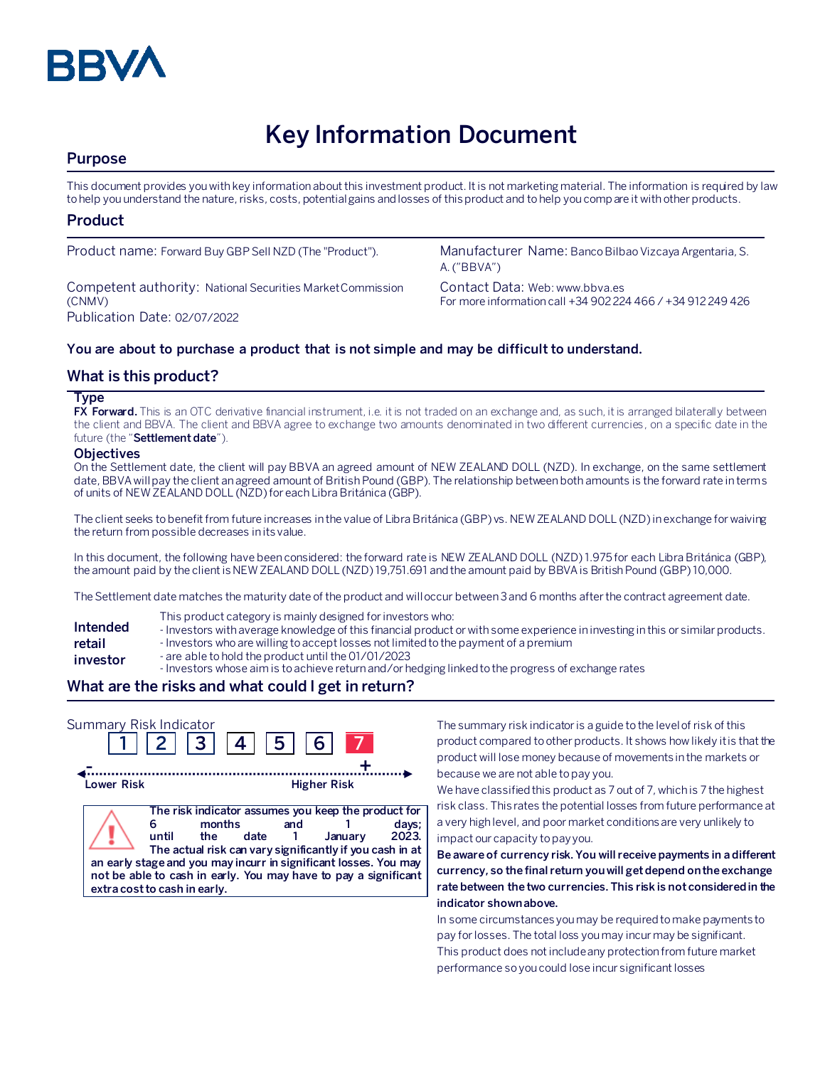BBVA

# Key Information Document

## Purpose

This document provides you with key information about this investment product. It is not marketing material. The information is required by law to help you understand the nature, risks, costs, potential gains and losses of this product and to help you compare it with other products.

## Product

Product name: Forward Buy GBP Sell NZD (The "Product").

Competent authority: National Securities Market Commission (CNMV)

Publication Date: 02/07/2022

Manufacturer Name: Banco Bilbao Vizcaya Argentaria, S. A. ("BBVA")

Contact Data: Web: www.bbva.es
For more information call +34 902 224 466 / +34 912 249 426

**You are about to purchase a product that is not simple and may be difficult to understand.**

## What is this product?

### Type

**FX Forward.** This is an OTC derivative financial instrument, i.e. it is not traded on an exchange and, as such, it is arranged bilaterally between the client and BBVA. The client and BBVA agree to exchange two amounts denominated in two different currencies, on a specific date in the future (the "**Settlement date**").

### Objectives

On the Settlement date, the client will pay BBVA an agreed amount of NEW ZEALAND DOLL (NZD). In exchange, on the same settlement date, BBVA will pay the client an agreed amount of British Pound (GBP). The relationship between both amounts is the forward rate in terms of units of NEW ZEALAND DOLL (NZD) for each Libra Británica (GBP).

The client seeks to benefit from future increases in the value of Libra Británica (GBP) vs. NEW ZEALAND DOLL (NZD) in exchange for waiving the return from possible decreases in its value.

In this document, the following have been considered: the forward rate is NEW ZEALAND DOLL (NZD) 1.975 for each Libra Británica (GBP), the amount paid by the client is NEW ZEALAND DOLL (NZD) 19,751.691 and the amount paid by BBVA is British Pound (GBP) 10,000.

The Settlement date matches the maturity date of the product and will occur between 3 and 6 months after the contract agreement date.

**Intended retail investor**

This product category is mainly designed for investors who:
- Investors with average knowledge of this financial product or with some experience in investing in this or similar products.
- Investors who are willing to accept losses not limited to the payment of a premium
- are able to hold the product until the 01/01/2023
- Investors whose aim is to achieve return and/or hedging linked to the progress of exchange rates

## What are the risks and what could I get in return?

Summary Risk Indicator

| 1 | 2 | 3 | 4 | 5 | 6 | **7** |
|---|---|---|---|---|---|---|

Lower Risk — Higher Risk

**The risk indicator assumes you keep the product for 6 months and 1 days; until the date 1 January 2023. The actual risk can vary significantly if you cash in at an early stage and you may incurr in significant losses. You may not be able to cash in early. You may have to pay a significant extra cost to cash in early.**

The summary risk indicator is a guide to the level of risk of this product compared to other products. It shows how likely it is that the product will lose money because of movements in the markets or because we are not able to pay you.

We have classified this product as 7 out of 7, which is 7 the highest risk class. This rates the potential losses from future performance at a very high level, and poor market conditions are very unlikely to impact our capacity to pay you.

**Be aware of currency risk. You will receive payments in a different currency, so the final return you will get depend on the exchange rate between the two currencies. This risk is not considered in the indicator shown above.**

In some circumstances you may be required to make payments to pay for losses. The total loss you may incur may be significant. This product does not include any protection from future market performance so you could lose incur significant losses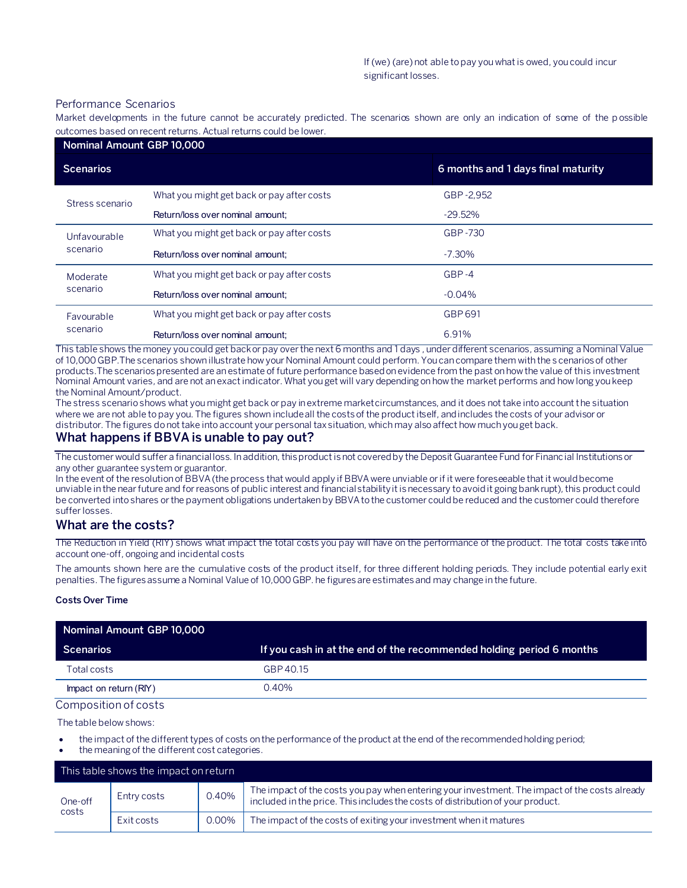If (we) (are) not able to pay you what is owed, you could incur significant losses.

Performance Scenarios

Market developments in the future cannot be accurately predicted. The scenarios shown are only an indication of some of the possible outcomes based on recent returns. Actual returns could be lower.

| Nominal Amount GBP 10,000 | | |
|---|---|---|
| **Scenarios** | | **6 months and 1 days final maturity** |
| Stress scenario | What you might get back or pay after costs | GBP -2,952 |
| | Return/loss over nominal amount; | -29.52% |
| Unfavourable scenario | What you might get back or pay after costs | GBP -730 |
| | Return/loss over nominal amount; | -7.30% |
| Moderate scenario | What you might get back or pay after costs | GBP -4 |
| | Return/loss over nominal amount; | -0.04% |
| Favourable scenario | What you might get back or pay after costs | GBP 691 |
| | Return/loss over nominal amount; | 6.91% |

This table shows the money you could get back or pay over the next 6 months and 1 days , under different scenarios, assuming a Nominal Value of 10,000 GBP.The scenarios shown illustrate how your Nominal Amount could perform. You can compare them with the s cenarios of other products.The scenarios presented are an estimate of future performance based on evidence from the past on how the value of this investment Nominal Amount varies, and are not an exact indicator. What you get will vary depending on how the market performs and how long you keep the Nominal Amount/product.

The stress scenario shows what you might get back or pay in extreme market circumstances, and it does not take into account the situation where we are not able to pay you. The figures shown include all the costs of the product itself, and includes the costs of your advisor or distributor. The figures do not take into account your personal tax situation, which may also affect how much you get back.

## What happens if BBVA is unable to pay out?

The customer would suffer a financial loss. In addition, this product is not covered by the Deposit Guarantee Fund for Financial Institutions or any other guarantee system or guarantor.

In the event of the resolution of BBVA (the process that would apply if BBVA were unviable or if it were foreseeable that it would become unviable in the near future and for reasons of public interest and financial stability it is necessary to avoid it going bankrupt), this product could be converted into shares or the payment obligations undertaken by BBVA to the customer could be reduced and the customer could therefore suffer losses.

## What are the costs?

The Reduction in Yield (RIY) shows what impact the total costs you pay will have on the performance of the product. The total costs take into account one-off, ongoing and incidental costs

The amounts shown here are the cumulative costs of the product itself, for three different holding periods. They include potential early exit penalties. The figures assume a Nominal Value of 10,000 GBP. he figures are estimates and may change in the future.

**Costs Over Time**

| Nominal Amount GBP 10,000 | |
|---|---|
| **Scenarios** | **If you cash in at the end of the recommended holding period 6 months** |
| Total costs | GBP 40.15 |
| Impact on return (RIY) | 0.40% |

Composition of costs

The table below shows:

- the impact of the different types of costs on the performance of the product at the end of the recommended holding period;
- the meaning of the different cost categories.

| This table shows the impact on return | | | |
|---|---|---|---|
| One-off costs | Entry costs | 0.40% | The impact of the costs you pay when entering your investment. The impact of the costs already included in the price. This includes the costs of distribution of your product. |
| | Exit costs | 0.00% | The impact of the costs of exiting your investment when it matures |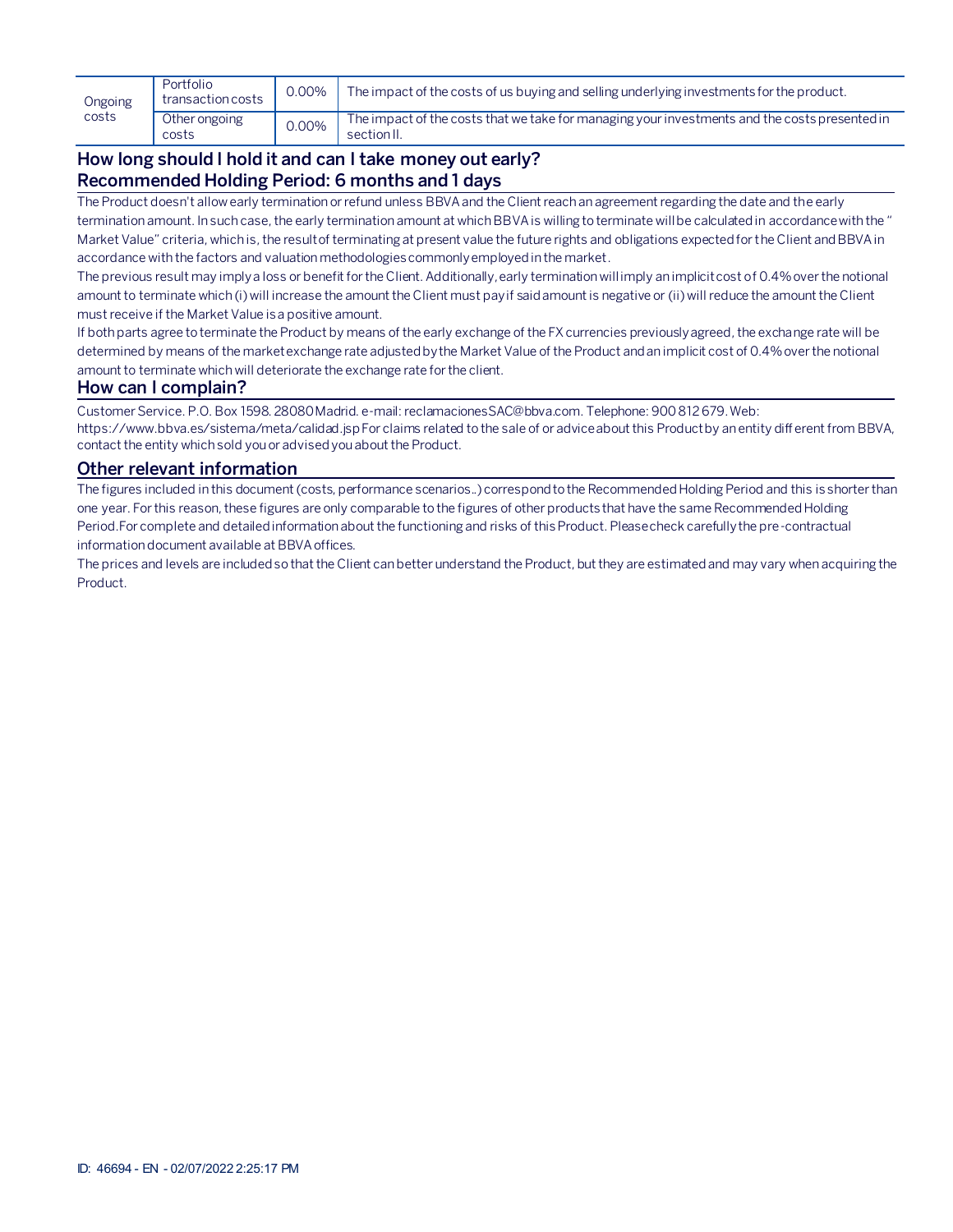| | | | |
|---|---|---|---|
| Ongoing costs | Portfolio transaction costs | 0.00% | The impact of the costs of us buying and selling underlying investments for the product. |
| | Other ongoing costs | 0.00% | The impact of the costs that we take for managing your investments and the costs presented in section II. |

## How long should I hold it and can I take money out early?
## Recommended Holding Period: 6 months and 1 days

The Product doesn't allow early termination or refund unless BBVA and the Client reach an agreement regarding the date and the early termination amount. In such case, the early termination amount at which BBVA is willing to terminate will be calculated in accordance with the " Market Value" criteria, which is, the result of terminating at present value the future rights and obligations expected for the Client and BBVA in accordance with the factors and valuation methodologies commonly employed in the market.

The previous result may imply a loss or benefit for the Client. Additionally, early termination will imply an implicit cost of 0.4% over the notional amount to terminate which (i) will increase the amount the Client must pay if said amount is negative or (ii) will reduce the amount the Client must receive if the Market Value is a positive amount.

If both parts agree to terminate the Product by means of the early exchange of the FX currencies previously agreed, the exchange rate will be determined by means of the market exchange rate adjusted by the Market Value of the Product and an implicit cost of 0.4% over the notional amount to terminate which will deteriorate the exchange rate for the client.

## How can I complain?

Customer Service. P.O. Box 1598. 28080 Madrid. e-mail: reclamacionesSAC@bbva.com. Telephone: 900 812 679. Web: https://www.bbva.es/sistema/meta/calidad.jsp For claims related to the sale of or advice about this Product by an entity different from BBVA, contact the entity which sold you or advised you about the Product.

## Other relevant information

The figures included in this document (costs, performance scenarios..) correspond to the Recommended Holding Period and this is shorter than one year. For this reason, these figures are only comparable to the figures of other products that have the same Recommended Holding Period.For complete and detailed information about the functioning and risks of this Product. Please check carefully the pre-contractual information document available at BBVA offices.

The prices and levels are included so that the Client can better understand the Product, but they are estimated and may vary when acquiring the Product.

ID: 46694 - EN - 02/07/2022 2:25:17 PM